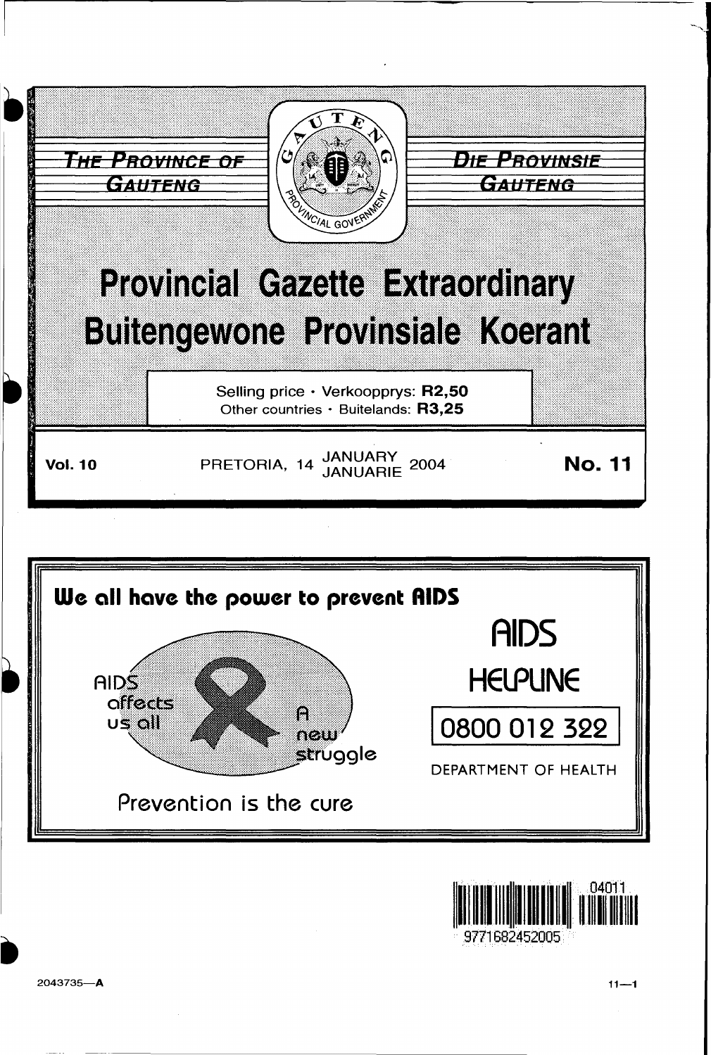THE PROVINCE OF GAUTENG

DIE PROVINSIE GAUTENG

# Provincial Gazette Extraordinary
# Buitengewone Provinsiale Koerant

Selling price · Verkoopprys: **R2,50**
Other countries · Buitelands: **R3,25**

**Vol. 10** PRETORIA, 14 JANUARY / JANUARIE 2004 **No. 11**

**We all have the power to prevent AIDS**

AIDS affects us all

A new struggle

Prevention is the cure

AIDS HELPLINE

0800 012 322

DEPARTMENT OF HEALTH

04011

9771682452005

2043735—A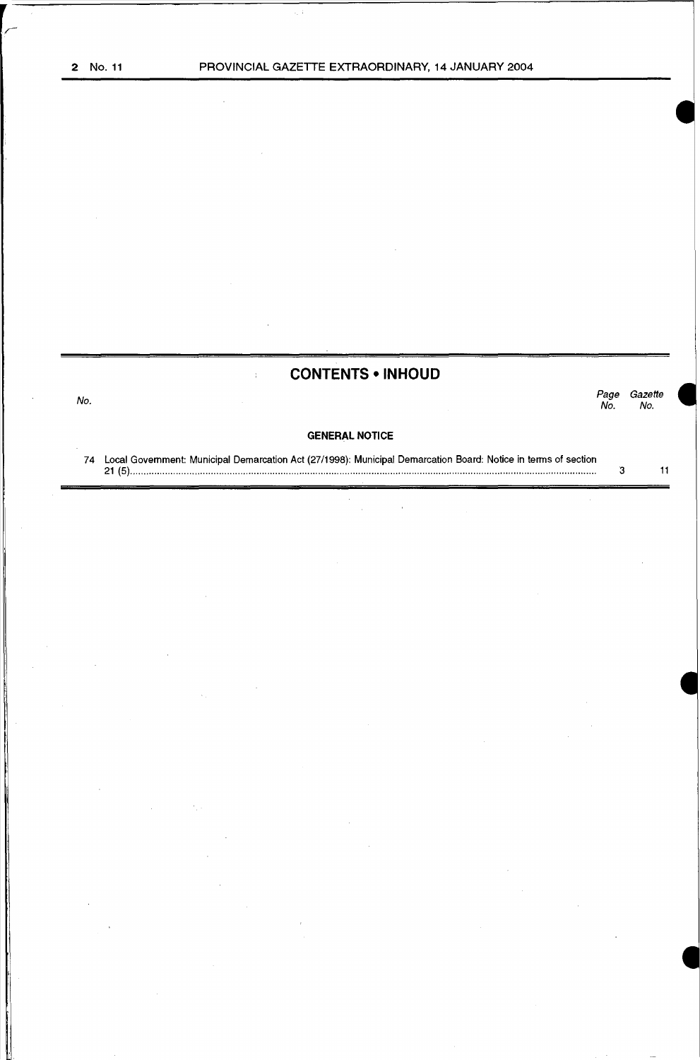## CONTENTS • INHOUD

| No. | | Page No. | Gazette No. |
|---|---|---|---|
| | **GENERAL NOTICE** | | |
| 74 | Local Government: Municipal Demarcation Act (27/1998): Municipal Demarcation Board: Notice in terms of section 21 (5) | 3 | 11 |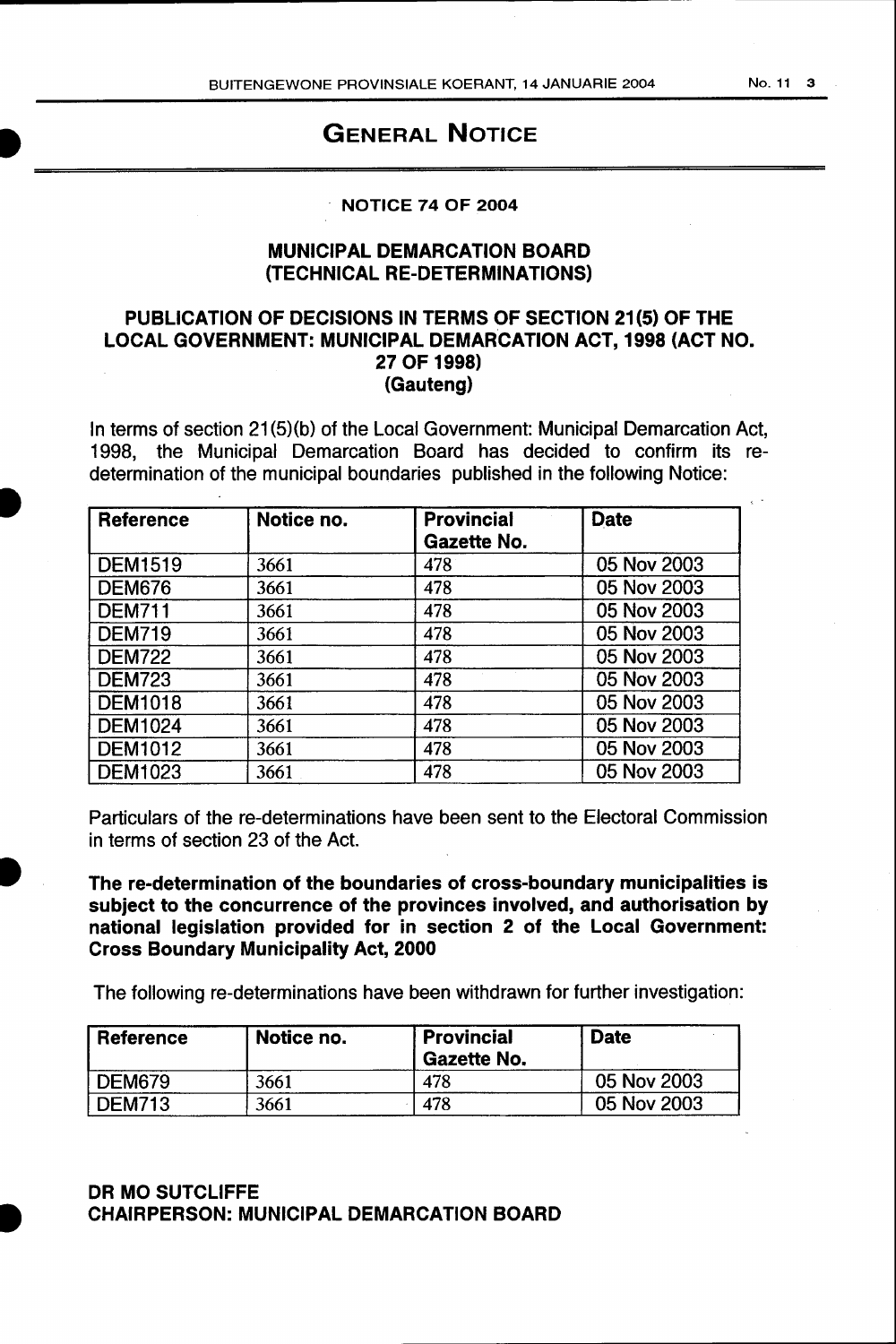# GENERAL NOTICE

**NOTICE 74 OF 2004**

**MUNICIPAL DEMARCATION BOARD**
**(TECHNICAL RE-DETERMINATIONS)**

**PUBLICATION OF DECISIONS IN TERMS OF SECTION 21(5) OF THE LOCAL GOVERNMENT: MUNICIPAL DEMARCATION ACT, 1998 (ACT NO. 27 OF 1998)**
**(Gauteng)**

In terms of section 21(5)(b) of the Local Government: Municipal Demarcation Act, 1998, the Municipal Demarcation Board has decided to confirm its re-determination of the municipal boundaries published in the following Notice:

| Reference | Notice no. | Provincial Gazette No. | Date |
|---|---|---|---|
| DEM1519 | 3661 | 478 | 05 Nov 2003 |
| DEM676 | 3661 | 478 | 05 Nov 2003 |
| DEM711 | 3661 | 478 | 05 Nov 2003 |
| DEM719 | 3661 | 478 | 05 Nov 2003 |
| DEM722 | 3661 | 478 | 05 Nov 2003 |
| DEM723 | 3661 | 478 | 05 Nov 2003 |
| DEM1018 | 3661 | 478 | 05 Nov 2003 |
| DEM1024 | 3661 | 478 | 05 Nov 2003 |
| DEM1012 | 3661 | 478 | 05 Nov 2003 |
| DEM1023 | 3661 | 478 | 05 Nov 2003 |

Particulars of the re-determinations have been sent to the Electoral Commission in terms of section 23 of the Act.

**The re-determination of the boundaries of cross-boundary municipalities is subject to the concurrence of the provinces involved, and authorisation by national legislation provided for in section 2 of the Local Government: Cross Boundary Municipality Act, 2000**

The following re-determinations have been withdrawn for further investigation:

| Reference | Notice no. | Provincial Gazette No. | Date |
|---|---|---|---|
| DEM679 | 3661 | 478 | 05 Nov 2003 |
| DEM713 | 3661 | 478 | 05 Nov 2003 |

**DR MO SUTCLIFFE**
**CHAIRPERSON: MUNICIPAL DEMARCATION BOARD**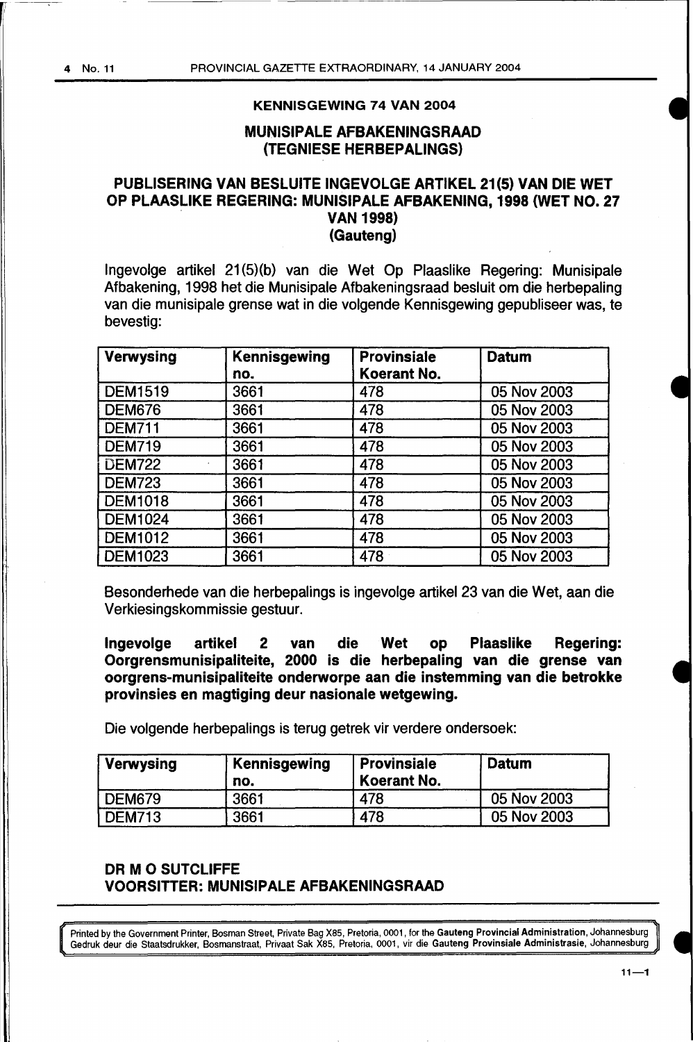## KENNISGEWING 74 VAN 2004

## MUNISIPALE AFBAKENINGSRAAD (TEGNIESE HERBEPALINGS)

## PUBLISERING VAN BESLUITE INGEVOLGE ARTIKEL 21(5) VAN DIE WET OP PLAASLIKE REGERING: MUNISIPALE AFBAKENING, 1998 (WET NO. 27 VAN 1998) (Gauteng)

Ingevolge artikel 21(5)(b) van die Wet Op Plaaslike Regering: Munisipale Afbakening, 1998 het die Munisipale Afbakeningsraad besluit om die herbepaling van die munisipale grense wat in die volgende Kennisgewing gepubliseer was, te bevestig:

| Verwysing | Kennisgewing no. | Provinsiale Koerant No. | Datum |
|---|---|---|---|
| DEM1519 | 3661 | 478 | 05 Nov 2003 |
| DEM676 | 3661 | 478 | 05 Nov 2003 |
| DEM711 | 3661 | 478 | 05 Nov 2003 |
| DEM719 | 3661 | 478 | 05 Nov 2003 |
| DEM722 | 3661 | 478 | 05 Nov 2003 |
| DEM723 | 3661 | 478 | 05 Nov 2003 |
| DEM1018 | 3661 | 478 | 05 Nov 2003 |
| DEM1024 | 3661 | 478 | 05 Nov 2003 |
| DEM1012 | 3661 | 478 | 05 Nov 2003 |
| DEM1023 | 3661 | 478 | 05 Nov 2003 |

Besonderhede van die herbepalings is ingevolge artikel 23 van die Wet, aan die Verkiesingskommissie gestuur.

**Ingevolge artikel 2 van die Wet op Plaaslike Regering: Oorgrensmunisipaliteite, 2000 is die herbepaling van die grense van oorgrens-munisipaliteite onderworpe aan die instemming van die betrokke provinsies en magtiging deur nasionale wetgewing.**

Die volgende herbepalings is terug getrek vir verdere ondersoek:

| Verwysing | Kennisgewing no. | Provinsiale Koerant No. | Datum |
|---|---|---|---|
| DEM679 | 3661 | 478 | 05 Nov 2003 |
| DEM713 | 3661 | 478 | 05 Nov 2003 |

**DR M O SUTCLIFFE**
**VOORSITTER: MUNISIPALE AFBAKENINGSRAAD**

Printed by the Government Printer, Bosman Street, Private Bag X85, Pretoria, 0001, for the **Gauteng Provincial Administration**, Johannesburg
Gedruk deur die Staatsdrukker, Bosmanstraat, Privaat Sak X85, Pretoria, 0001, vir die **Gauteng Provinsiale Administrasie**, Johannesburg